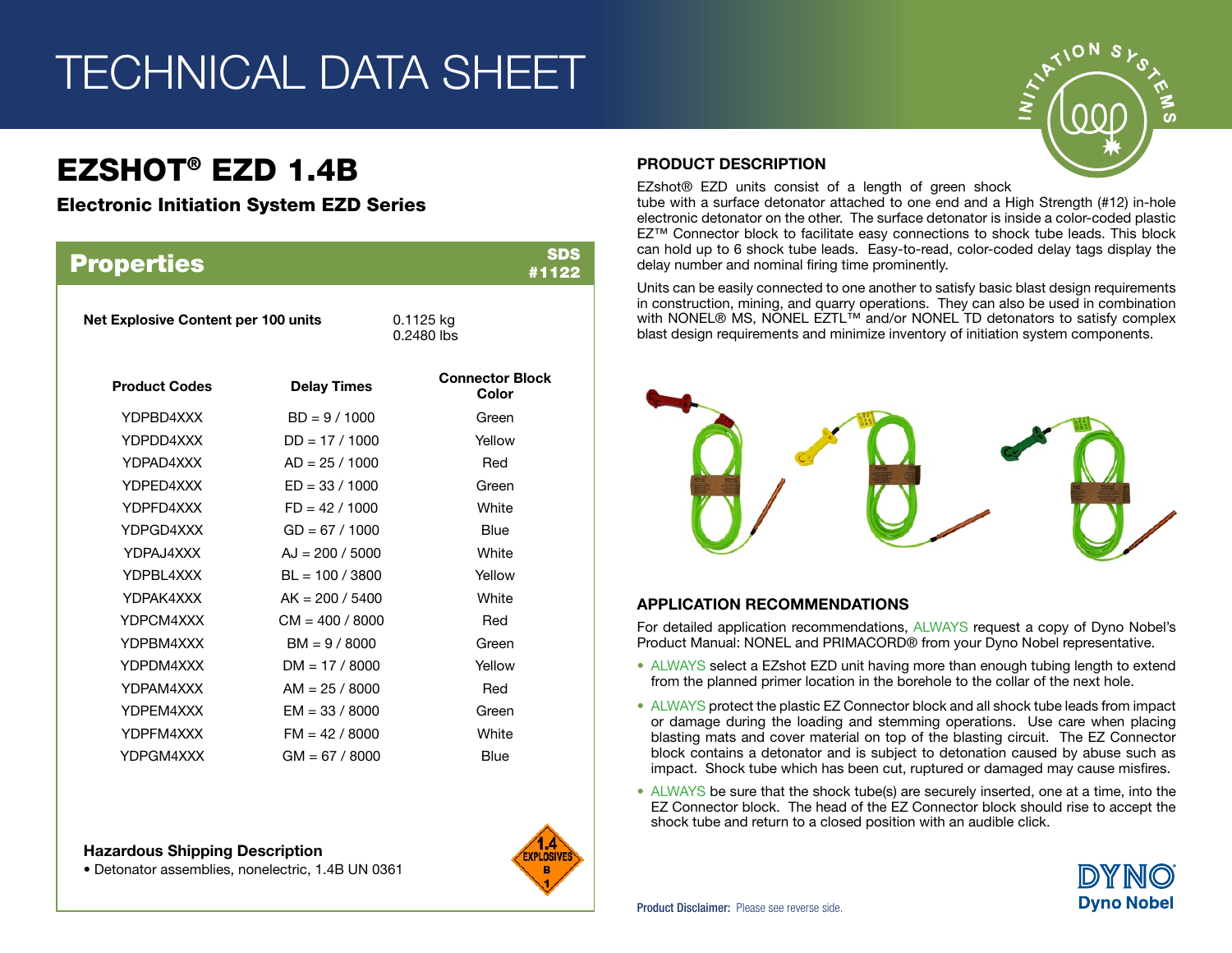# TECHNICAL DATA SHEET

## EZSHOT® EZD 1.4B

### Electronic Initiation System EZD Series

## Properties

SDS #1122

**Net Explosive Content per 100 units** 0.1125 kg 0.2480 lbs

| Product Codes | Delay Times | Connector Block Color |
|---|---|---|
| YDPBD4XXX | BD = 9 / 1000 | Green |
| YDPDD4XXX | DD = 17 / 1000 | Yellow |
| YDPAD4XXX | AD = 25 / 1000 | Red |
| YDPED4XXX | ED = 33 / 1000 | Green |
| YDPFD4XXX | FD = 42 / 1000 | White |
| YDPGD4XXX | GD = 67 / 1000 | Blue |
| YDPAJ4XXX | AJ = 200 / 5000 | White |
| YDPBL4XXX | BL = 100 / 3800 | Yellow |
| YDPAK4XXX | AK = 200 / 5400 | White |
| YDPCM4XXX | CM = 400 / 8000 | Red |
| YDPBM4XXX | BM = 9 / 8000 | Green |
| YDPDM4XXX | DM = 17 / 8000 | Yellow |
| YDPAM4XXX | AM = 25 / 8000 | Red |
| YDPEM4XXX | EM = 33 / 8000 | Green |
| YDPFM4XXX | FM = 42 / 8000 | White |
| YDPGM4XXX | GM = 67 / 8000 | Blue |

**Hazardous Shipping Description**

- Detonator assemblies, nonelectric, 1.4B UN 0361

## PRODUCT DESCRIPTION

EZshot® EZD units consist of a length of green shock tube with a surface detonator attached to one end and a High Strength (#12) in-hole electronic detonator on the other. The surface detonator is inside a color-coded plastic EZ™ Connector block to facilitate easy connections to shock tube leads. This block can hold up to 6 shock tube leads. Easy-to-read, color-coded delay tags display the delay number and nominal firing time prominently.

Units can be easily connected to one another to satisfy basic blast design requirements in construction, mining, and quarry operations. They can also be used in combination with NONEL® MS, NONEL EZTL™ and/or NONEL TD detonators to satisfy complex blast design requirements and minimize inventory of initiation system components.

## APPLICATION RECOMMENDATIONS

For detailed application recommendations, ALWAYS request a copy of Dyno Nobel's Product Manual: NONEL and PRIMACORD® from your Dyno Nobel representative.

- ALWAYS select a EZshot EZD unit having more than enough tubing length to extend from the planned primer location in the borehole to the collar of the next hole.
- ALWAYS protect the plastic EZ Connector block and all shock tube leads from impact or damage during the loading and stemming operations. Use care when placing blasting mats and cover material on top of the blasting circuit. The EZ Connector block contains a detonator and is subject to detonation caused by abuse such as impact. Shock tube which has been cut, ruptured or damaged may cause misfires.
- ALWAYS be sure that the shock tube(s) are securely inserted, one at a time, into the EZ Connector block. The head of the EZ Connector block should rise to accept the shock tube and return to a closed position with an audible click.

**Product Disclaimer:** Please see reverse side.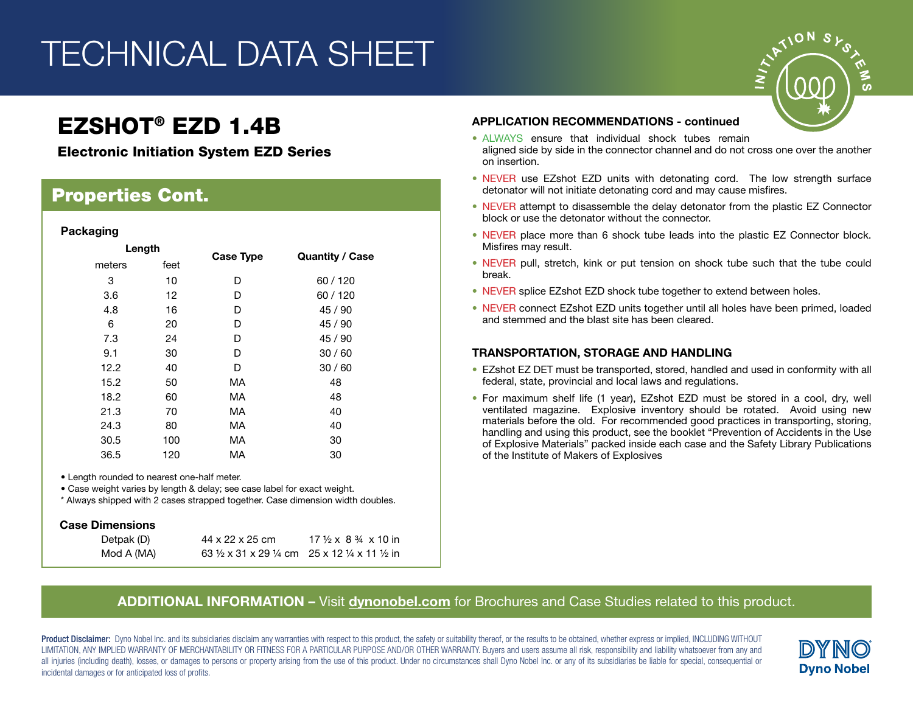# TECHNICAL DATA SHEET

## EZSHOT® EZD 1.4B

**Electronic Initiation System EZD Series**

## Properties Cont.

### Packaging

| Length (meters) | Length (feet) | Case Type | Quantity / Case |
|---|---|---|---|
| 3 | 10 | D | 60 / 120 |
| 3.6 | 12 | D | 60 / 120 |
| 4.8 | 16 | D | 45 / 90 |
| 6 | 20 | D | 45 / 90 |
| 7.3 | 24 | D | 45 / 90 |
| 9.1 | 30 | D | 30 / 60 |
| 12.2 | 40 | D | 30 / 60 |
| 15.2 | 50 | MA | 48 |
| 18.2 | 60 | MA | 48 |
| 21.3 | 70 | MA | 40 |
| 24.3 | 80 | MA | 40 |
| 30.5 | 100 | MA | 30 |
| 36.5 | 120 | MA | 30 |

- Length rounded to nearest one-half meter.
- Case weight varies by length & delay; see case label for exact weight.

\* Always shipped with 2 cases strapped together. Case dimension width doubles.

### Case Dimensions

| | | |
|---|---|---|
| Detpak (D) | 44 x 22 x 25 cm | 17 ½ x 8 ¾ x 10 in |
| Mod A (MA) | 63 ½ x 31 x 29 ¼ cm | 25 x 12 ¼ x 11 ½ in |

### APPLICATION RECOMMENDATIONS - continued

- ALWAYS ensure that individual shock tubes remain aligned side by side in the connector channel and do not cross one over the another on insertion.
- NEVER use EZshot EZD units with detonating cord. The low strength surface detonator will not initiate detonating cord and may cause misfires.
- NEVER attempt to disassemble the delay detonator from the plastic EZ Connector block or use the detonator without the connector.
- NEVER place more than 6 shock tube leads into the plastic EZ Connector block. Misfires may result.
- NEVER pull, stretch, kink or put tension on shock tube such that the tube could break.
- NEVER splice EZshot EZD shock tube together to extend between holes.
- NEVER connect EZshot EZD units together until all holes have been primed, loaded and stemmed and the blast site has been cleared.

### TRANSPORTATION, STORAGE AND HANDLING

- EZshot EZ DET must be transported, stored, handled and used in conformity with all federal, state, provincial and local laws and regulations.
- For maximum shelf life (1 year), EZshot EZD must be stored in a cool, dry, well ventilated magazine. Explosive inventory should be rotated. Avoid using new materials before the old. For recommended good practices in transporting, storing, handling and using this product, see the booklet "Prevention of Accidents in the Use of Explosive Materials" packed inside each case and the Safety Library Publications of the Institute of Makers of Explosives

**ADDITIONAL INFORMATION –** Visit **dynonobel.com** for Brochures and Case Studies related to this product.

**Product Disclaimer:** Dyno Nobel Inc. and its subsidiaries disclaim any warranties with respect to this product, the safety or suitability thereof, or the results to be obtained, whether express or implied, INCLUDING WITHOUT LIMITATION, ANY IMPLIED WARRANTY OF MERCHANTABILITY OR FITNESS FOR A PARTICULAR PURPOSE AND/OR OTHER WARRANTY. Buyers and users assume all risk, responsibility and liability whatsoever from any and all injuries (including death), losses, or damages to persons or property arising from the use of this product. Under no circumstances shall Dyno Nobel Inc. or any of its subsidiaries be liable for special, consequential or incidental damages or for anticipated loss of profits.